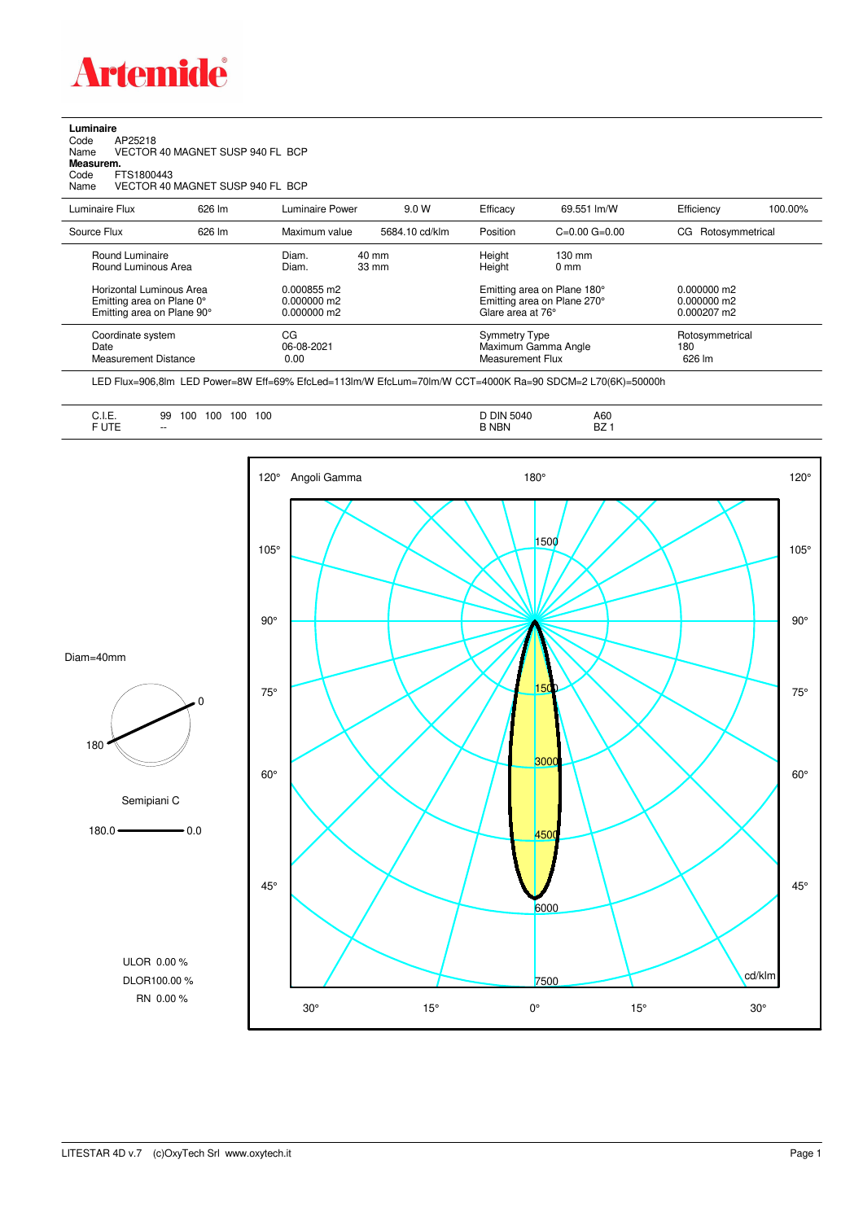**Artemide**

**Luminaire**

Code AP25218

Name VECTOR 40 MAGNET SUSP 940 FL BCP

**Measurem.**

Code FTS1800443

Name VECTOR 40 MAGNET SUSP 940 FL BCP

| Luminaire Flux | 626 lm | Luminaire Power | 9.0 W | Efficacy | 69.551 lm/W | Efficiency | 100.00% |
|---|---|---|---|---|---|---|---|
| Source Flux | 626 lm | Maximum value | 5684.10 cd/klm | Position | C=0.00 G=0.00 | CG Rotosymmetrical | |

| | | | | |
|---|---|---|---|---|
| Round Luminaire | Diam. 40 mm | Height 130 mm | | |
| Round Luminous Area | Diam. 33 mm | Height 0 mm | | |
| Horizontal Luminous Area | 0.000855 m2 | Emitting area on Plane 180° | 0.000000 m2 | |
| Emitting area on Plane 0° | 0.000000 m2 | Emitting area on Plane 270° | 0.000000 m2 | |
| Emitting area on Plane 90° | 0.000000 m2 | Glare area at 76° | 0.000207 m2 | |

| | | | |
|---|---|---|---|
| Coordinate system | CG | Symmetry Type | Rotosymmetrical |
| Date | 06-08-2021 | Maximum Gamma Angle | 180 |
| Measurement Distance | 0.00 | Measurement Flux | 626 lm |

LED Flux=906,8lm LED Power=8W Eff=69% EfcLed=113lm/W EfcLum=70lm/W CCT=4000K Ra=90 SDCM=2 L70(6K)=50000h

| | | | |
|---|---|---|---|
| C.I.E. | 99 100 100 100 100 | D DIN 5040 | A60 |
| F UTE | -- | B NBN | BZ 1 |

Diam=40mm

Semipiani C

180.0 — 0.0

ULOR 0.00 %

DLOR100.00 %

RN 0.00 %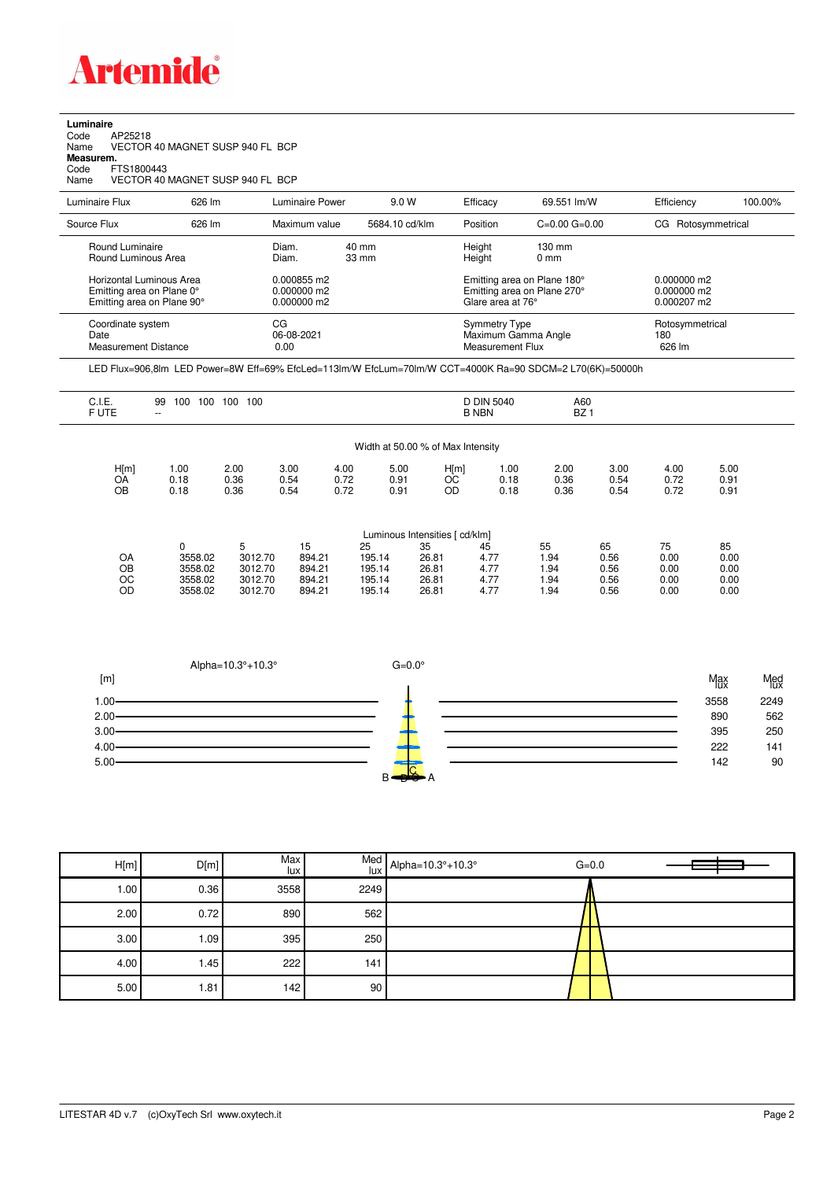Artemide

**Luminaire**

Code AP25218

Name VECTOR 40 MAGNET SUSP 940 FL BCP

**Measurem.**

Code FTS1800443

Name VECTOR 40 MAGNET SUSP 940 FL BCP

| | | | | | | | |
|---|---|---|---|---|---|---|---|
| Luminaire Flux | 626 lm | Luminaire Power | 9.0 W | Efficacy | 69.551 lm/W | Efficiency | 100.00% |
| Source Flux | 626 lm | Maximum value | 5684.10 cd/klm | Position | C=0.00 G=0.00 | CG Rotosymmetrical | |

| | | | | | |
|---|---|---|---|---|---|
| Round Luminaire | Diam. | 40 mm | Height | 130 mm | |
| Round Luminous Area | Diam. | 33 mm | Height | 0 mm | |
| Horizontal Luminous Area | 0.000855 m2 | | Emitting area on Plane 180° | | 0.000000 m2 |
| Emitting area on Plane 0° | 0.000000 m2 | | Emitting area on Plane 270° | | 0.000000 m2 |
| Emitting area on Plane 90° | 0.000000 m2 | | Glare area at 76° | | 0.000207 m2 |
| Coordinate system | CG | | Symmetry Type | | Rotosymmetrical |
| Date | 06-08-2021 | | Maximum Gamma Angle | | 180 |
| Measurement Distance | 0.00 | | Measurement Flux | | 626 lm |

LED Flux=906,8lm LED Power=8W Eff=69% EfcLed=113lm/W EfcLum=70lm/W CCT=4000K Ra=90 SDCM=2 L70(6K)=50000h

| | | | |
|---|---|---|---|
| C.I.E. | 99 100 100 100 100 | D DIN 5040 | A60 |
| F UTE | -- | B NBN | BZ 1 |

Width at 50.00 % of Max Intensity

| H[m] | 1.00 | 2.00 | 3.00 | 4.00 | 5.00 | H[m] | 1.00 | 2.00 | 3.00 | 4.00 | 5.00 |
|---|---|---|---|---|---|---|---|---|---|---|---|
| OA | 0.18 | 0.36 | 0.54 | 0.72 | 0.91 | OC | 0.18 | 0.36 | 0.54 | 0.72 | 0.91 |
| OB | 0.18 | 0.36 | 0.54 | 0.72 | 0.91 | OD | 0.18 | 0.36 | 0.54 | 0.72 | 0.91 |

Luminous Intensities [ cd/klm]

| | 0 | 5 | 15 | 25 | 35 | 45 | 55 | 65 | 75 | 85 |
|---|---|---|---|---|---|---|---|---|---|---|
| OA | 3558.02 | 3012.70 | 894.21 | 195.14 | 26.81 | 4.77 | 1.94 | 0.56 | 0.00 | 0.00 |
| OB | 3558.02 | 3012.70 | 894.21 | 195.14 | 26.81 | 4.77 | 1.94 | 0.56 | 0.00 | 0.00 |
| OC | 3558.02 | 3012.70 | 894.21 | 195.14 | 26.81 | 4.77 | 1.94 | 0.56 | 0.00 | 0.00 |
| OD | 3558.02 | 3012.70 | 894.21 | 195.14 | 26.81 | 4.77 | 1.94 | 0.56 | 0.00 | 0.00 |

Alpha=10.3°+10.3°

G=0.0°

[m]

Max lux

Med lux

1.00 3558 2249

2.00 890 562

3.00 395 250

4.00 222 141

5.00 142 90

B D C A

| H[m] | D[m] | Max lux | Med lux | Alpha=10.3°+10.3° G=0.0 |
|---|---|---|---|---|
| 1.00 | 0.36 | 3558 | 2249 | |
| 2.00 | 0.72 | 890 | 562 | |
| 3.00 | 1.09 | 395 | 250 | |
| 4.00 | 1.45 | 222 | 141 | |
| 5.00 | 1.81 | 142 | 90 | |

LITESTAR 4D v.7 (c)OxyTech Srl www.oxytech.it